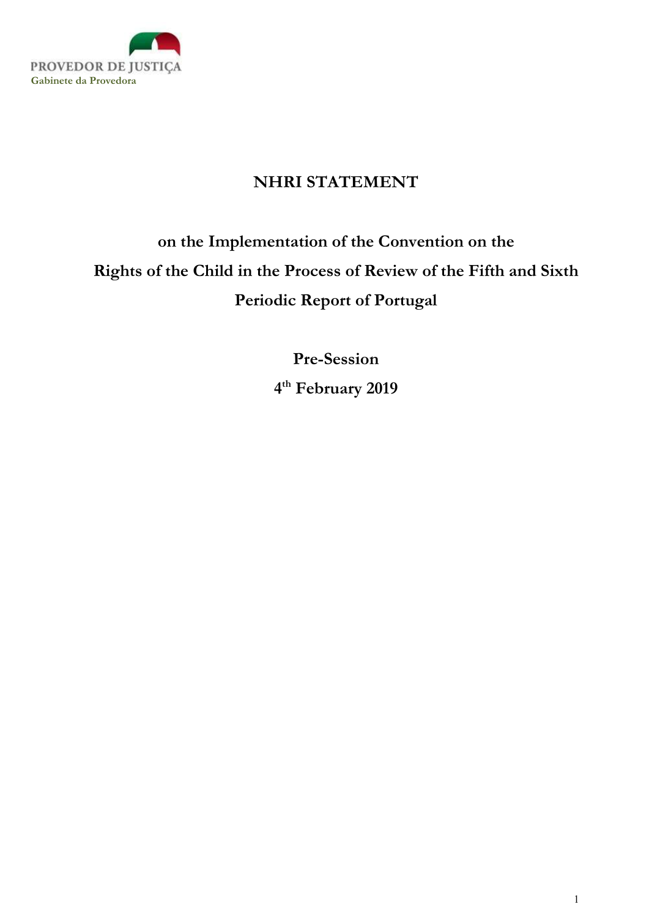PROVEDOR DE JUSTIÇA
Gabinete da Provedora

# NHRI STATEMENT

## on the Implementation of the Convention on the Rights of the Child in the Process of Review of the Fifth and Sixth Periodic Report of Portugal

**Pre-Session**

**4th February 2019**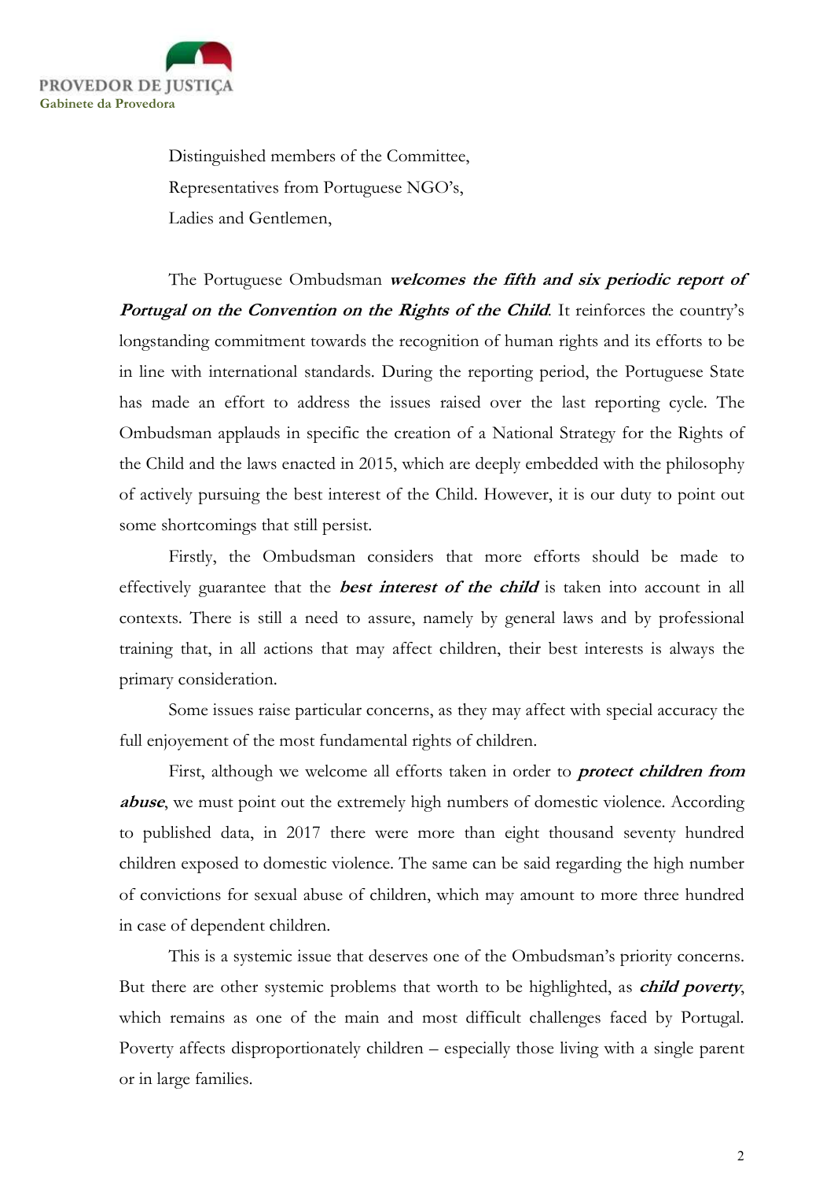Distinguished members of the Committee,

Representatives from Portuguese NGO's,

Ladies and Gentlemen,

The Portuguese Ombudsman ***welcomes the fifth and six periodic report of Portugal on the Convention on the Rights of the Child***. It reinforces the country's longstanding commitment towards the recognition of human rights and its efforts to be in line with international standards. During the reporting period, the Portuguese State has made an effort to address the issues raised over the last reporting cycle. The Ombudsman applauds in specific the creation of a National Strategy for the Rights of the Child and the laws enacted in 2015, which are deeply embedded with the philosophy of actively pursuing the best interest of the Child. However, it is our duty to point out some shortcomings that still persist.

Firstly, the Ombudsman considers that more efforts should be made to effectively guarantee that the ***best interest of the child*** is taken into account in all contexts. There is still a need to assure, namely by general laws and by professional training that, in all actions that may affect children, their best interests is always the primary consideration.

Some issues raise particular concerns, as they may affect with special accuracy the full enjoyement of the most fundamental rights of children.

First, although we welcome all efforts taken in order to ***protect children from abuse***, we must point out the extremely high numbers of domestic violence. According to published data, in 2017 there were more than eight thousand seventy hundred children exposed to domestic violence. The same can be said regarding the high number of convictions for sexual abuse of children, which may amount to more three hundred in case of dependent children.

This is a systemic issue that deserves one of the Ombudsman's priority concerns. But there are other systemic problems that worth to be highlighted, as ***child poverty***, which remains as one of the main and most difficult challenges faced by Portugal. Poverty affects disproportionately children – especially those living with a single parent or in large families.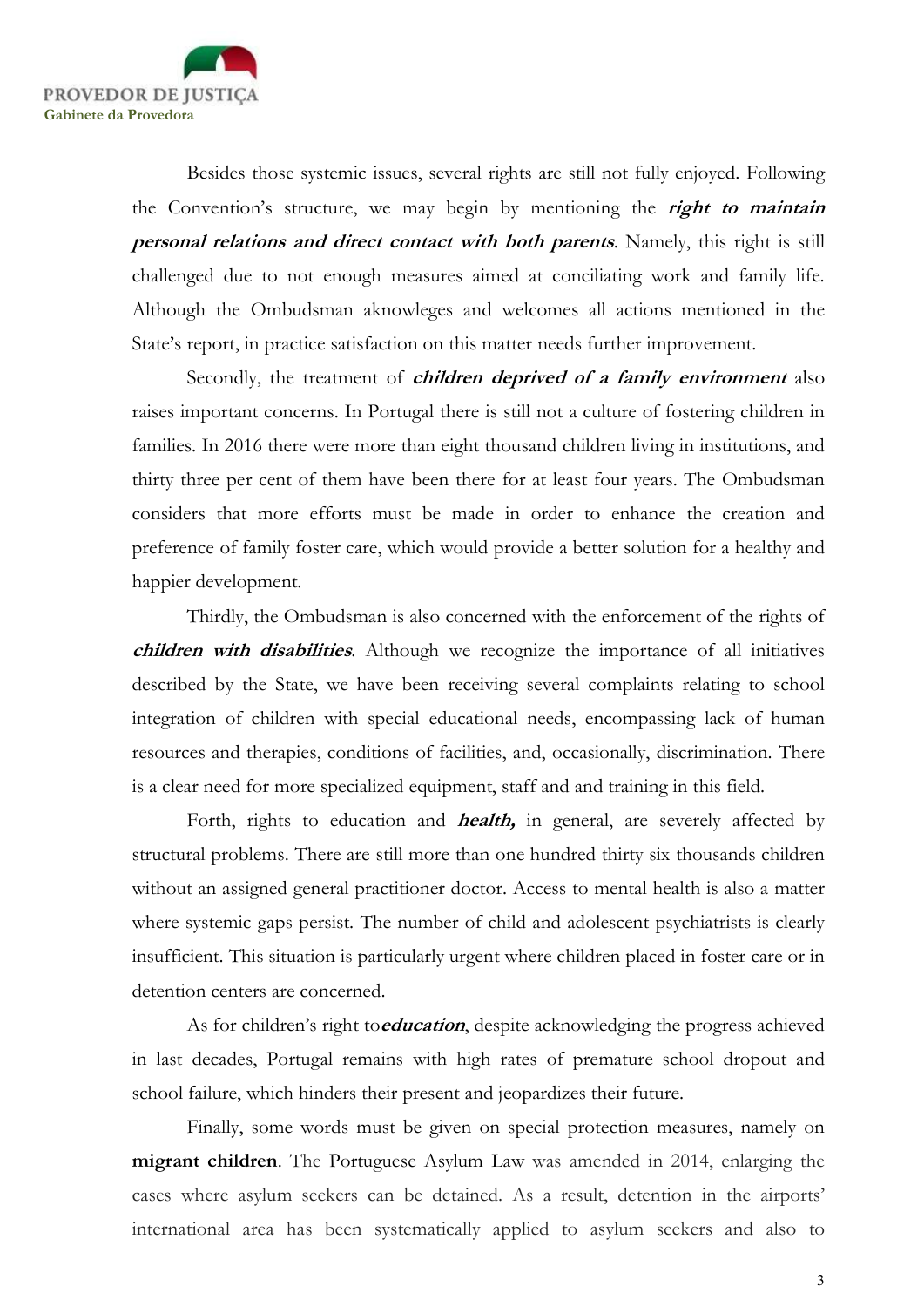Besides those systemic issues, several rights are still not fully enjoyed. Following the Convention's structure, we may begin by mentioning the ***right to maintain personal relations and direct contact with both parents***. Namely, this right is still challenged due to not enough measures aimed at conciliating work and family life. Although the Ombudsman aknowleges and welcomes all actions mentioned in the State's report, in practice satisfaction on this matter needs further improvement.

Secondly, the treatment of ***children deprived of a family environment*** also raises important concerns. In Portugal there is still not a culture of fostering children in families. In 2016 there were more than eight thousand children living in institutions, and thirty three per cent of them have been there for at least four years. The Ombudsman considers that more efforts must be made in order to enhance the creation and preference of family foster care, which would provide a better solution for a healthy and happier development.

Thirdly, the Ombudsman is also concerned with the enforcement of the rights of ***children with disabilities***. Although we recognize the importance of all initiatives described by the State, we have been receiving several complaints relating to school integration of children with special educational needs, encompassing lack of human resources and therapies, conditions of facilities, and, occasionally, discrimination. There is a clear need for more specialized equipment, staff and and training in this field.

Forth, rights to education and ***health,*** in general, are severely affected by structural problems. There are still more than one hundred thirty six thousands children without an assigned general practitioner doctor. Access to mental health is also a matter where systemic gaps persist. The number of child and adolescent psychiatrists is clearly insufficient. This situation is particularly urgent where children placed in foster care or in detention centers are concerned.

As for children's right to***education***, despite acknowledging the progress achieved in last decades, Portugal remains with high rates of premature school dropout and school failure, which hinders their present and jeopardizes their future.

Finally, some words must be given on special protection measures, namely on **migrant children**. The Portuguese Asylum Law was amended in 2014, enlarging the cases where asylum seekers can be detained. As a result, detention in the airports' international area has been systematically applied to asylum seekers and also to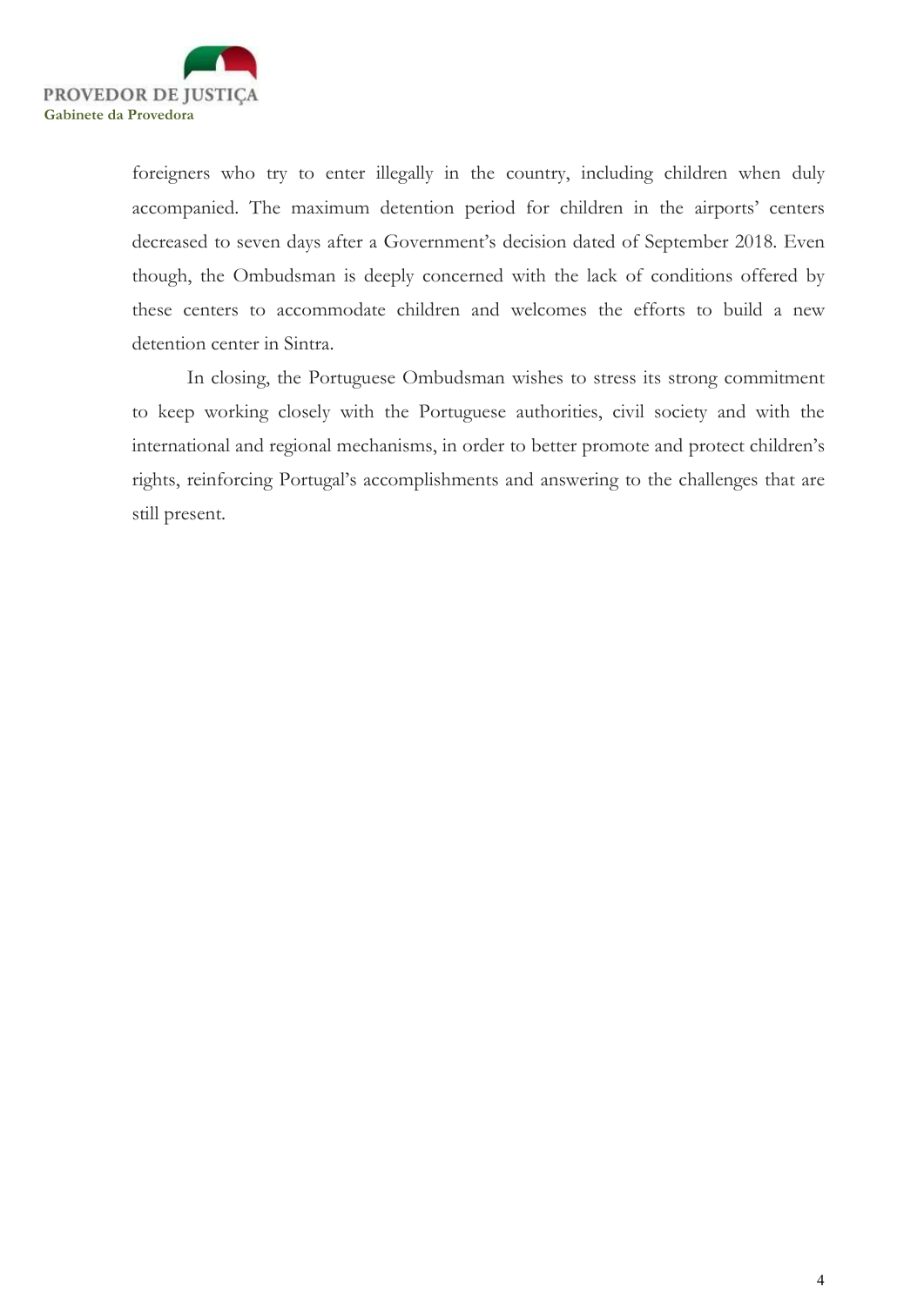foreigners who try to enter illegally in the country, including children when duly accompanied. The maximum detention period for children in the airports' centers decreased to seven days after a Government's decision dated of September 2018. Even though, the Ombudsman is deeply concerned with the lack of conditions offered by these centers to accommodate children and welcomes the efforts to build a new detention center in Sintra.

In closing, the Portuguese Ombudsman wishes to stress its strong commitment to keep working closely with the Portuguese authorities, civil society and with the international and regional mechanisms, in order to better promote and protect children's rights, reinforcing Portugal's accomplishments and answering to the challenges that are still present.